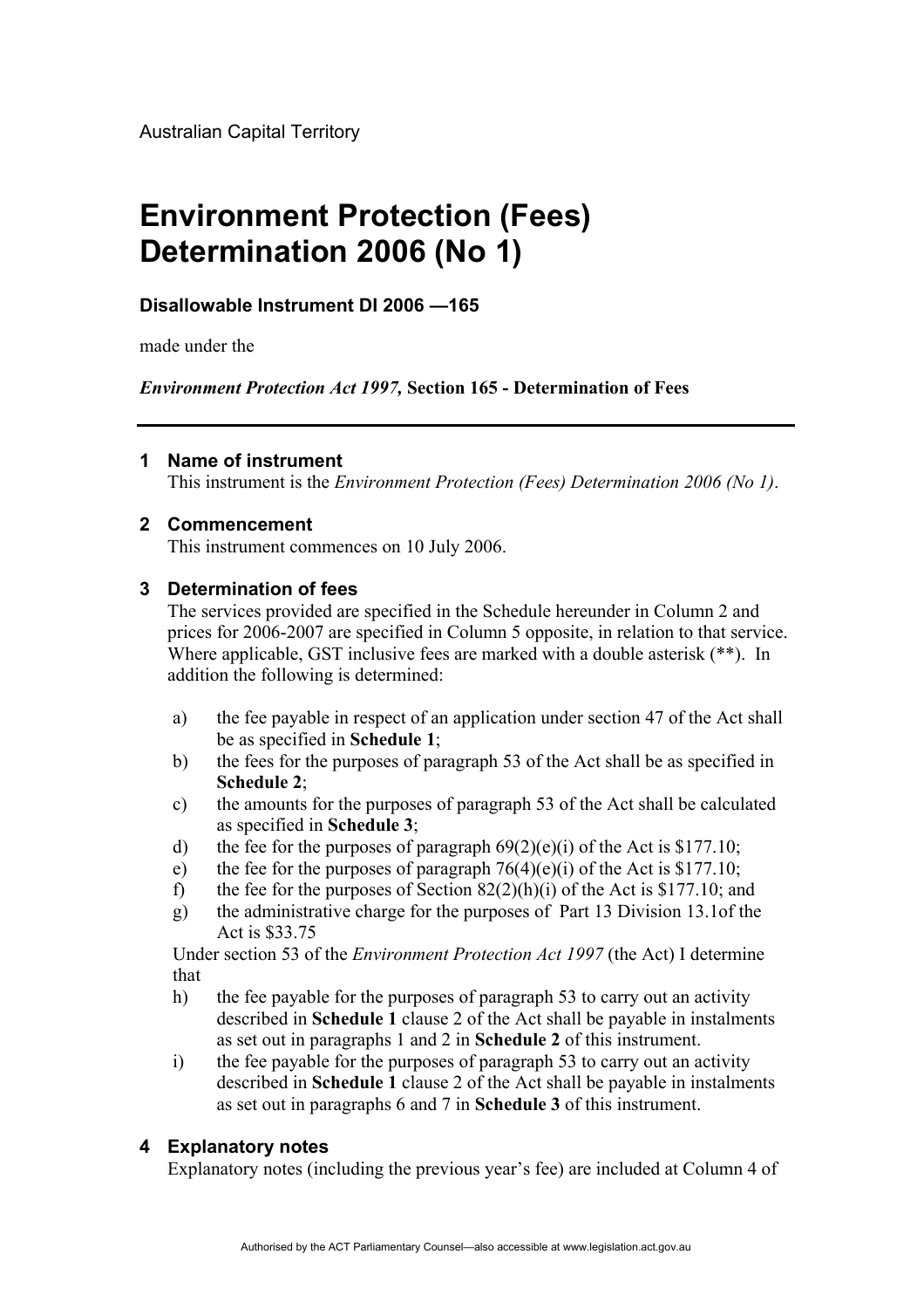Australian Capital Territory

# Environment Protection (Fees) Determination 2006 (No 1)

**Disallowable Instrument DI 2006 —165**

made under the

***Environment Protection Act 1997,* Section 165 - Determination of Fees**

---

## 1 Name of instrument

This instrument is the *Environment Protection (Fees) Determination 2006 (No 1)*.

## 2 Commencement

This instrument commences on 10 July 2006.

## 3 Determination of fees

The services provided are specified in the Schedule hereunder in Column 2 and prices for 2006-2007 are specified in Column 5 opposite, in relation to that service. Where applicable, GST inclusive fees are marked with a double asterisk (**). In addition the following is determined:

a) the fee payable in respect of an application under section 47 of the Act shall be as specified in **Schedule 1**;

b) the fees for the purposes of paragraph 53 of the Act shall be as specified in **Schedule 2**;

c) the amounts for the purposes of paragraph 53 of the Act shall be calculated as specified in **Schedule 3**;

d) the fee for the purposes of paragraph 69(2)(e)(i) of the Act is $177.10;

e) the fee for the purposes of paragraph 76(4)(e)(i) of the Act is $177.10;

f) the fee for the purposes of Section 82(2)(h)(i) of the Act is $177.10; and

g) the administrative charge for the purposes of Part 13 Division 13.1of the Act is $33.75

Under section 53 of the *Environment Protection Act 1997* (the Act) I determine that

h) the fee payable for the purposes of paragraph 53 to carry out an activity described in **Schedule 1** clause 2 of the Act shall be payable in instalments as set out in paragraphs 1 and 2 in **Schedule 2** of this instrument.

i) the fee payable for the purposes of paragraph 53 to carry out an activity described in **Schedule 1** clause 2 of the Act shall be payable in instalments as set out in paragraphs 6 and 7 in **Schedule 3** of this instrument.

## 4 Explanatory notes

Explanatory notes (including the previous year's fee) are included at Column 4 of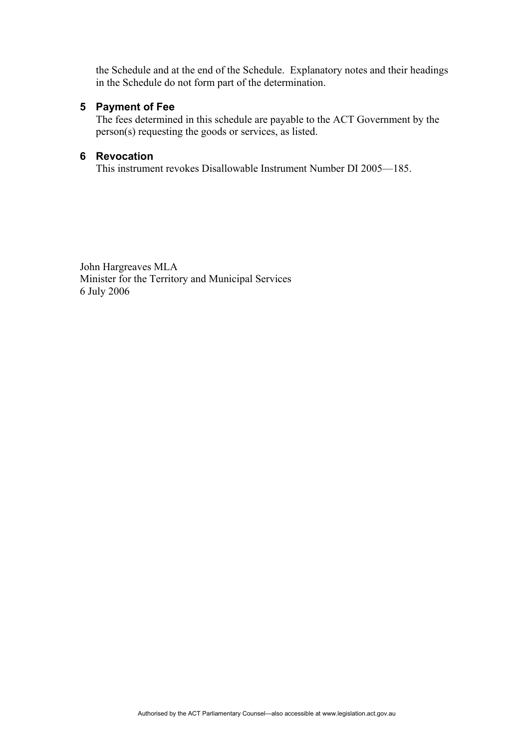the Schedule and at the end of the Schedule. Explanatory notes and their headings in the Schedule do not form part of the determination.

## 5 Payment of Fee

The fees determined in this schedule are payable to the ACT Government by the person(s) requesting the goods or services, as listed.

## 6 Revocation

This instrument revokes Disallowable Instrument Number DI 2005—185.

John Hargreaves MLA
Minister for the Territory and Municipal Services
6 July 2006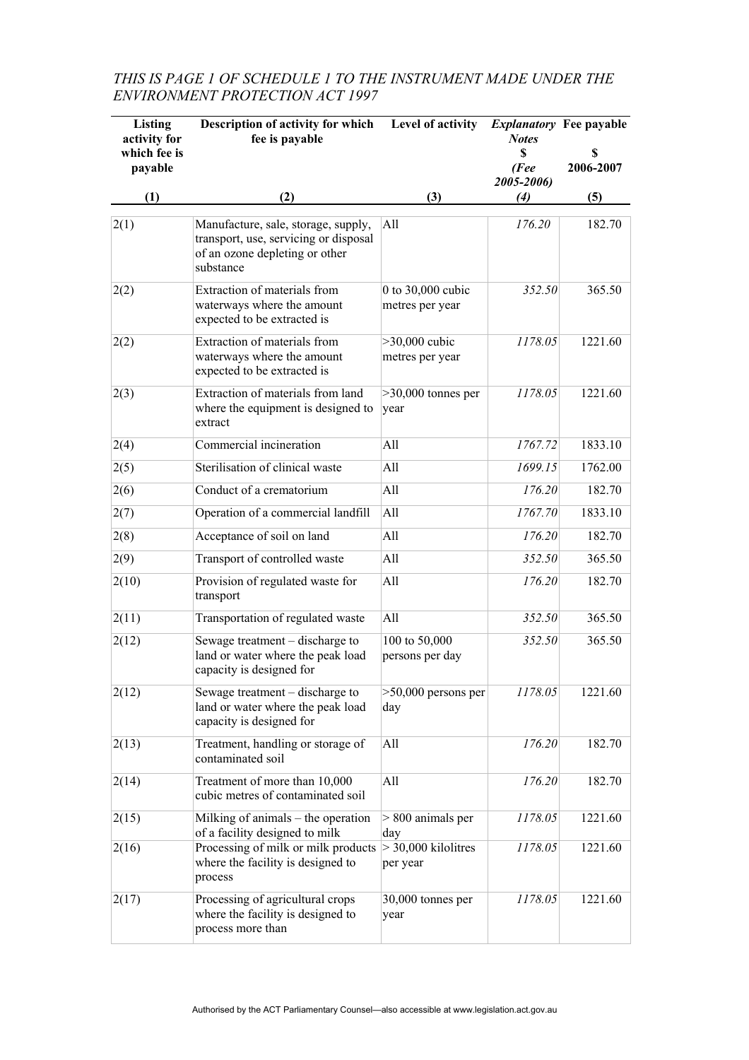*THIS IS PAGE 1 OF SCHEDULE 1 TO THE INSTRUMENT MADE UNDER THE ENVIRONMENT PROTECTION ACT 1997*

| Listing activity for which fee is payable | Description of activity for which fee is payable | Level of activity | *Explanatory Notes* $ *(Fee 2005-2006)* | Fee payable $ 2006-2007 |
|---|---|---|---|---|
| (1) | (2) | (3) | *(4)* | (5) |
| 2(1) | Manufacture, sale, storage, supply, transport, use, servicing or disposal of an ozone depleting or other substance | All | *176.20* | 182.70 |
| 2(2) | Extraction of materials from waterways where the amount expected to be extracted is | 0 to 30,000 cubic metres per year | *352.50* | 365.50 |
| 2(2) | Extraction of materials from waterways where the amount expected to be extracted is | >30,000 cubic metres per year | *1178.05* | 1221.60 |
| 2(3) | Extraction of materials from land where the equipment is designed to extract | >30,000 tonnes per year | *1178.05* | 1221.60 |
| 2(4) | Commercial incineration | All | *1767.72* | 1833.10 |
| 2(5) | Sterilisation of clinical waste | All | *1699.15* | 1762.00 |
| 2(6) | Conduct of a crematorium | All | *176.20* | 182.70 |
| 2(7) | Operation of a commercial landfill | All | *1767.70* | 1833.10 |
| 2(8) | Acceptance of soil on land | All | *176.20* | 182.70 |
| 2(9) | Transport of controlled waste | All | *352.50* | 365.50 |
| 2(10) | Provision of regulated waste for transport | All | *176.20* | 182.70 |
| 2(11) | Transportation of regulated waste | All | *352.50* | 365.50 |
| 2(12) | Sewage treatment – discharge to land or water where the peak load capacity is designed for | 100 to 50,000 persons per day | *352.50* | 365.50 |
| 2(12) | Sewage treatment – discharge to land or water where the peak load capacity is designed for | >50,000 persons per day | *1178.05* | 1221.60 |
| 2(13) | Treatment, handling or storage of contaminated soil | All | *176.20* | 182.70 |
| 2(14) | Treatment of more than 10,000 cubic metres of contaminated soil | All | *176.20* | 182.70 |
| 2(15) | Milking of animals – the operation of a facility designed to milk | > 800 animals per day | *1178.05* | 1221.60 |
| 2(16) | Processing of milk or milk products where the facility is designed to process | > 30,000 kilolitres per year | *1178.05* | 1221.60 |
| 2(17) | Processing of agricultural crops where the facility is designed to process more than | 30,000 tonnes per year | *1178.05* | 1221.60 |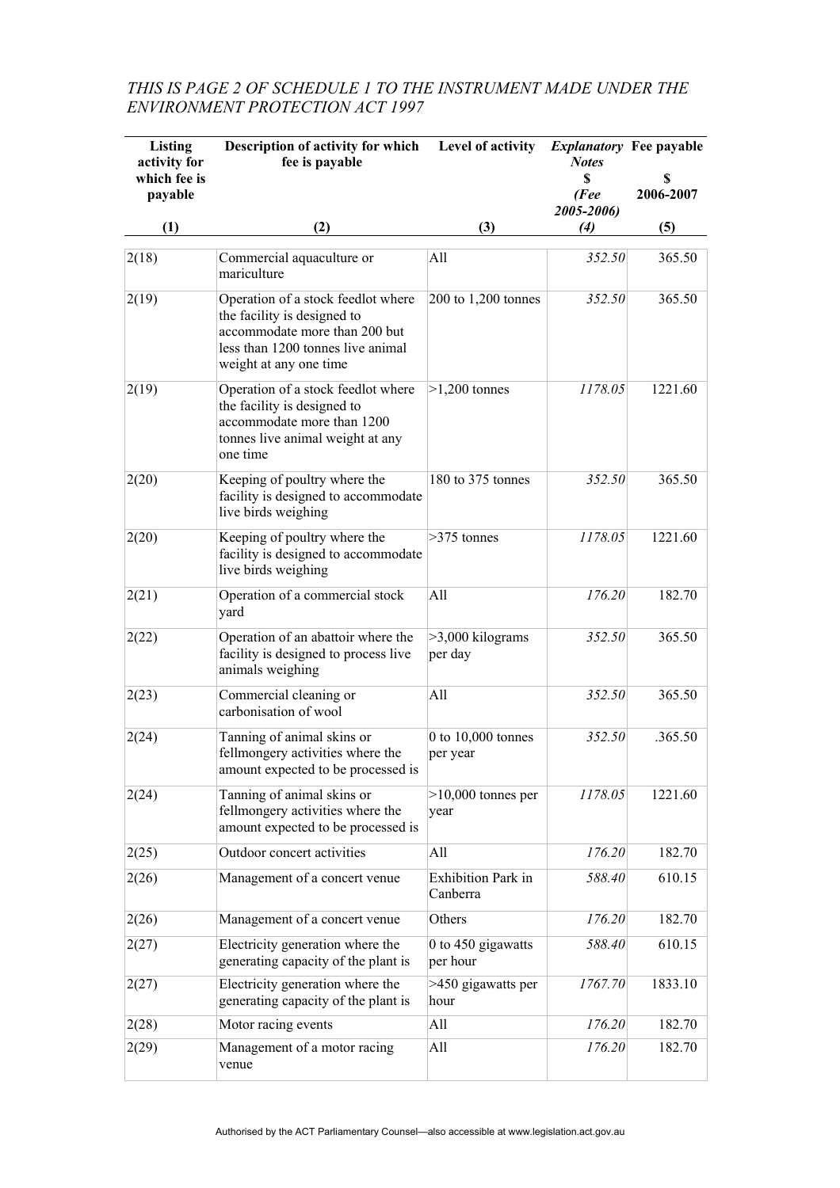*THIS IS PAGE 2 OF SCHEDULE 1 TO THE INSTRUMENT MADE UNDER THE ENVIRONMENT PROTECTION ACT 1997*

| Listing activity for which fee is payable (1) | Description of activity for which fee is payable (2) | Level of activity (3) | *Explanatory Notes* $ *(Fee 2005-2006) (4)* | Fee payable $ 2006-2007 (5) |
|---|---|---|---|---|
| 2(18) | Commercial aquaculture or mariculture | All | *352.50* | 365.50 |
| 2(19) | Operation of a stock feedlot where the facility is designed to accommodate more than 200 but less than 1200 tonnes live animal weight at any one time | 200 to 1,200 tonnes | *352.50* | 365.50 |
| 2(19) | Operation of a stock feedlot where the facility is designed to accommodate more than 1200 tonnes live animal weight at any one time | >1,200 tonnes | *1178.05* | 1221.60 |
| 2(20) | Keeping of poultry where the facility is designed to accommodate live birds weighing | 180 to 375 tonnes | *352.50* | 365.50 |
| 2(20) | Keeping of poultry where the facility is designed to accommodate live birds weighing | >375 tonnes | *1178.05* | 1221.60 |
| 2(21) | Operation of a commercial stock yard | All | *176.20* | 182.70 |
| 2(22) | Operation of an abattoir where the facility is designed to process live animals weighing | >3,000 kilograms per day | *352.50* | 365.50 |
| 2(23) | Commercial cleaning or carbonisation of wool | All | *352.50* | 365.50 |
| 2(24) | Tanning of animal skins or fellmongery activities where the amount expected to be processed is | 0 to 10,000 tonnes per year | *352.50* | .365.50 |
| 2(24) | Tanning of animal skins or fellmongery activities where the amount expected to be processed is | >10,000 tonnes per year | *1178.05* | 1221.60 |
| 2(25) | Outdoor concert activities | All | *176.20* | 182.70 |
| 2(26) | Management of a concert venue | Exhibition Park in Canberra | *588.40* | 610.15 |
| 2(26) | Management of a concert venue | Others | *176.20* | 182.70 |
| 2(27) | Electricity generation where the generating capacity of the plant is | 0 to 450 gigawatts per hour | *588.40* | 610.15 |
| 2(27) | Electricity generation where the generating capacity of the plant is | >450 gigawatts per hour | *1767.70* | 1833.10 |
| 2(28) | Motor racing events | All | *176.20* | 182.70 |
| 2(29) | Management of a motor racing venue | All | *176.20* | 182.70 |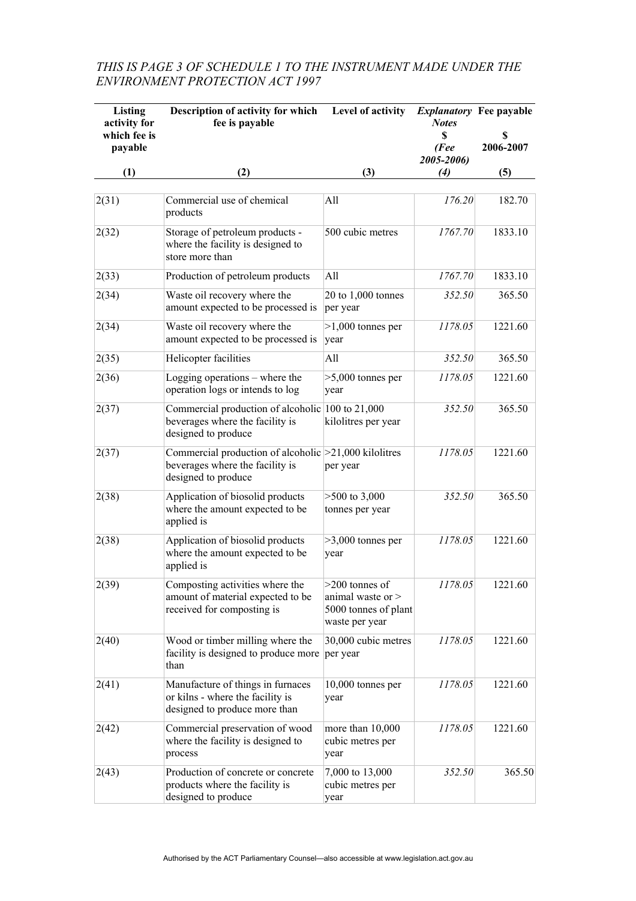*THIS IS PAGE 3 OF SCHEDULE 1 TO THE INSTRUMENT MADE UNDER THE ENVIRONMENT PROTECTION ACT 1997*

| Listing activity for which fee is payable | Description of activity for which fee is payable | Level of activity | *Explanatory Notes* $ *(Fee 2005-2006)* | Fee payable $ 2006-2007 |
|---|---|---|---|---|
| (1) | (2) | (3) | *(4)* | (5) |
| 2(31) | Commercial use of chemical products | All | *176.20* | 182.70 |
| 2(32) | Storage of petroleum products - where the facility is designed to store more than | 500 cubic metres | *1767.70* | 1833.10 |
| 2(33) | Production of petroleum products | All | *1767.70* | 1833.10 |
| 2(34) | Waste oil recovery where the amount expected to be processed is | 20 to 1,000 tonnes per year | *352.50* | 365.50 |
| 2(34) | Waste oil recovery where the amount expected to be processed is | >1,000 tonnes per year | *1178.05* | 1221.60 |
| 2(35) | Helicopter facilities | All | *352.50* | 365.50 |
| 2(36) | Logging operations – where the operation logs or intends to log | >5,000 tonnes per year | *1178.05* | 1221.60 |
| 2(37) | Commercial production of alcoholic beverages where the facility is designed to produce | 100 to 21,000 kilolitres per year | *352.50* | 365.50 |
| 2(37) | Commercial production of alcoholic beverages where the facility is designed to produce | >21,000 kilolitres per year | *1178.05* | 1221.60 |
| 2(38) | Application of biosolid products where the amount expected to be applied is | >500 to 3,000 tonnes per year | *352.50* | 365.50 |
| 2(38) | Application of biosolid products where the amount expected to be applied is | >3,000 tonnes per year | *1178.05* | 1221.60 |
| 2(39) | Composting activities where the amount of material expected to be received for composting is | >200 tonnes of animal waste or > 5000 tonnes of plant waste per year | *1178.05* | 1221.60 |
| 2(40) | Wood or timber milling where the facility is designed to produce more than | 30,000 cubic metres per year | *1178.05* | 1221.60 |
| 2(41) | Manufacture of things in furnaces or kilns - where the facility is designed to produce more than | 10,000 tonnes per year | *1178.05* | 1221.60 |
| 2(42) | Commercial preservation of wood where the facility is designed to process | more than 10,000 cubic metres per year | *1178.05* | 1221.60 |
| 2(43) | Production of concrete or concrete products where the facility is designed to produce | 7,000 to 13,000 cubic metres per year | *352.50* | 365.50 |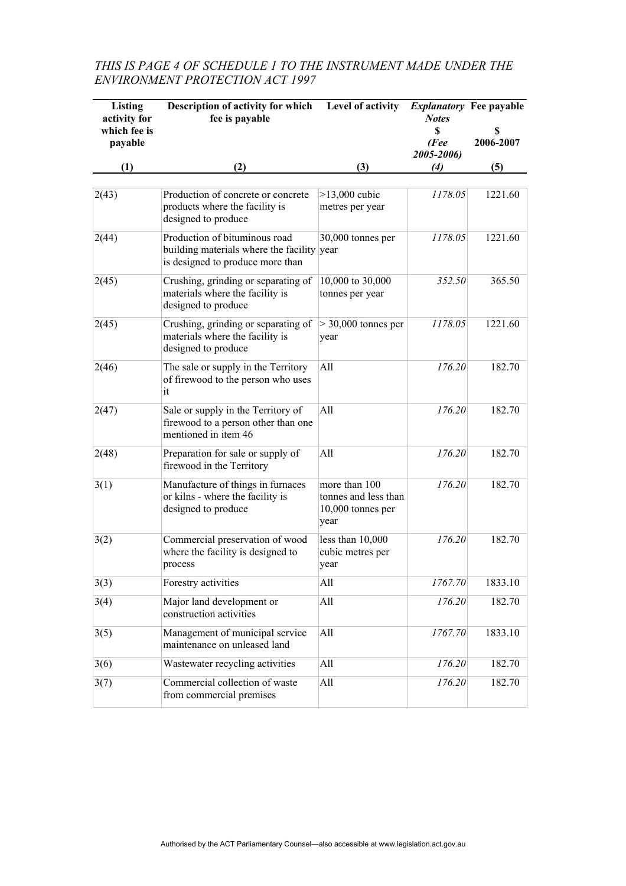*THIS IS PAGE 4 OF SCHEDULE 1 TO THE INSTRUMENT MADE UNDER THE ENVIRONMENT PROTECTION ACT 1997*

| Listing activity for which fee is payable | Description of activity for which fee is payable | Level of activity | *Explanatory Notes* $ *(Fee 2005-2006)* | Fee payable $ 2006-2007 |
|---|---|---|---|---|
| (1) | (2) | (3) | *(4)* | (5) |
| 2(43) | Production of concrete or concrete products where the facility is designed to produce | >13,000 cubic metres per year | *1178.05* | 1221.60 |
| 2(44) | Production of bituminous road building materials where the facility is designed to produce more than | 30,000 tonnes per year | *1178.05* | 1221.60 |
| 2(45) | Crushing, grinding or separating of materials where the facility is designed to produce | 10,000 to 30,000 tonnes per year | *352.50* | 365.50 |
| 2(45) | Crushing, grinding or separating of materials where the facility is designed to produce | > 30,000 tonnes per year | *1178.05* | 1221.60 |
| 2(46) | The sale or supply in the Territory of firewood to the person who uses it | All | *176.20* | 182.70 |
| 2(47) | Sale or supply in the Territory of firewood to a person other than one mentioned in item 46 | All | *176.20* | 182.70 |
| 2(48) | Preparation for sale or supply of firewood in the Territory | All | *176.20* | 182.70 |
| 3(1) | Manufacture of things in furnaces or kilns - where the facility is designed to produce | more than 100 tonnes and less than 10,000 tonnes per year | *176.20* | 182.70 |
| 3(2) | Commercial preservation of wood where the facility is designed to process | less than 10,000 cubic metres per year | *176.20* | 182.70 |
| 3(3) | Forestry activities | All | *1767.70* | 1833.10 |
| 3(4) | Major land development or construction activities | All | *176.20* | 182.70 |
| 3(5) | Management of municipal service maintenance on unleased land | All | *1767.70* | 1833.10 |
| 3(6) | Wastewater recycling activities | All | *176.20* | 182.70 |
| 3(7) | Commercial collection of waste from commercial premises | All | *176.20* | 182.70 |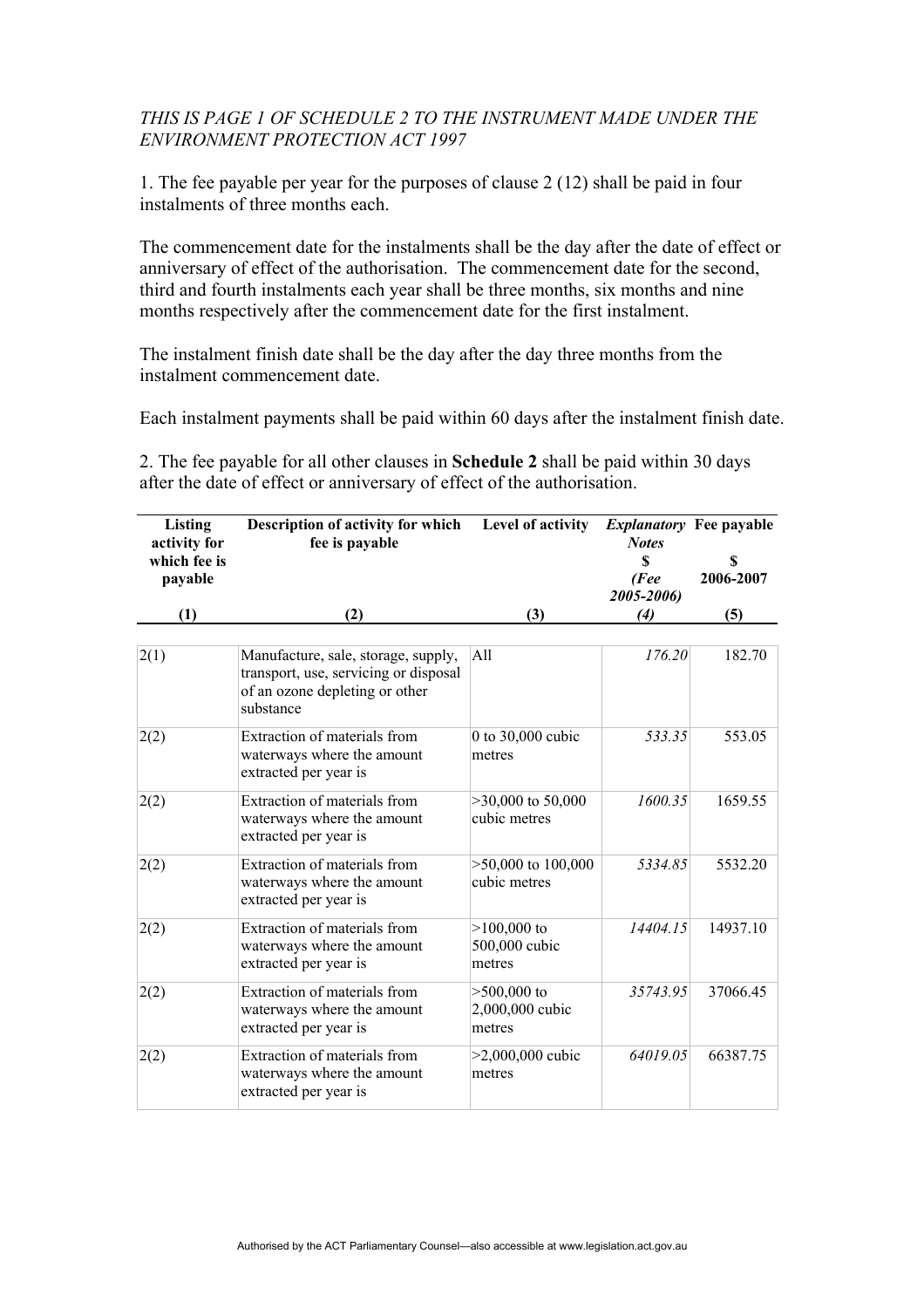*THIS IS PAGE 1 OF SCHEDULE 2 TO THE INSTRUMENT MADE UNDER THE ENVIRONMENT PROTECTION ACT 1997*

1. The fee payable per year for the purposes of clause 2 (12) shall be paid in four instalments of three months each.

The commencement date for the instalments shall be the day after the date of effect or anniversary of effect of the authorisation. The commencement date for the second, third and fourth instalments each year shall be three months, six months and nine months respectively after the commencement date for the first instalment.

The instalment finish date shall be the day after the day three months from the instalment commencement date.

Each instalment payments shall be paid within 60 days after the instalment finish date.

2. The fee payable for all other clauses in **Schedule 2** shall be paid within 30 days after the date of effect or anniversary of effect of the authorisation.

| Listing activity for which fee is payable | Description of activity for which fee is payable | Level of activity | *Explanatory Notes* $ *(Fee 2005-2006)* | Fee payable $ 2006-2007 |
|---|---|---|---|---|
| (1) | (2) | (3) | *(4)* | (5) |
| 2(1) | Manufacture, sale, storage, supply, transport, use, servicing or disposal of an ozone depleting or other substance | All | *176.20* | 182.70 |
| 2(2) | Extraction of materials from waterways where the amount extracted per year is | 0 to 30,000 cubic metres | *533.35* | 553.05 |
| 2(2) | Extraction of materials from waterways where the amount extracted per year is | >30,000 to 50,000 cubic metres | *1600.35* | 1659.55 |
| 2(2) | Extraction of materials from waterways where the amount extracted per year is | >50,000 to 100,000 cubic metres | *5334.85* | 5532.20 |
| 2(2) | Extraction of materials from waterways where the amount extracted per year is | >100,000 to 500,000 cubic metres | *14404.15* | 14937.10 |
| 2(2) | Extraction of materials from waterways where the amount extracted per year is | >500,000 to 2,000,000 cubic metres | *35743.95* | 37066.45 |
| 2(2) | Extraction of materials from waterways where the amount extracted per year is | >2,000,000 cubic metres | *64019.05* | 66387.75 |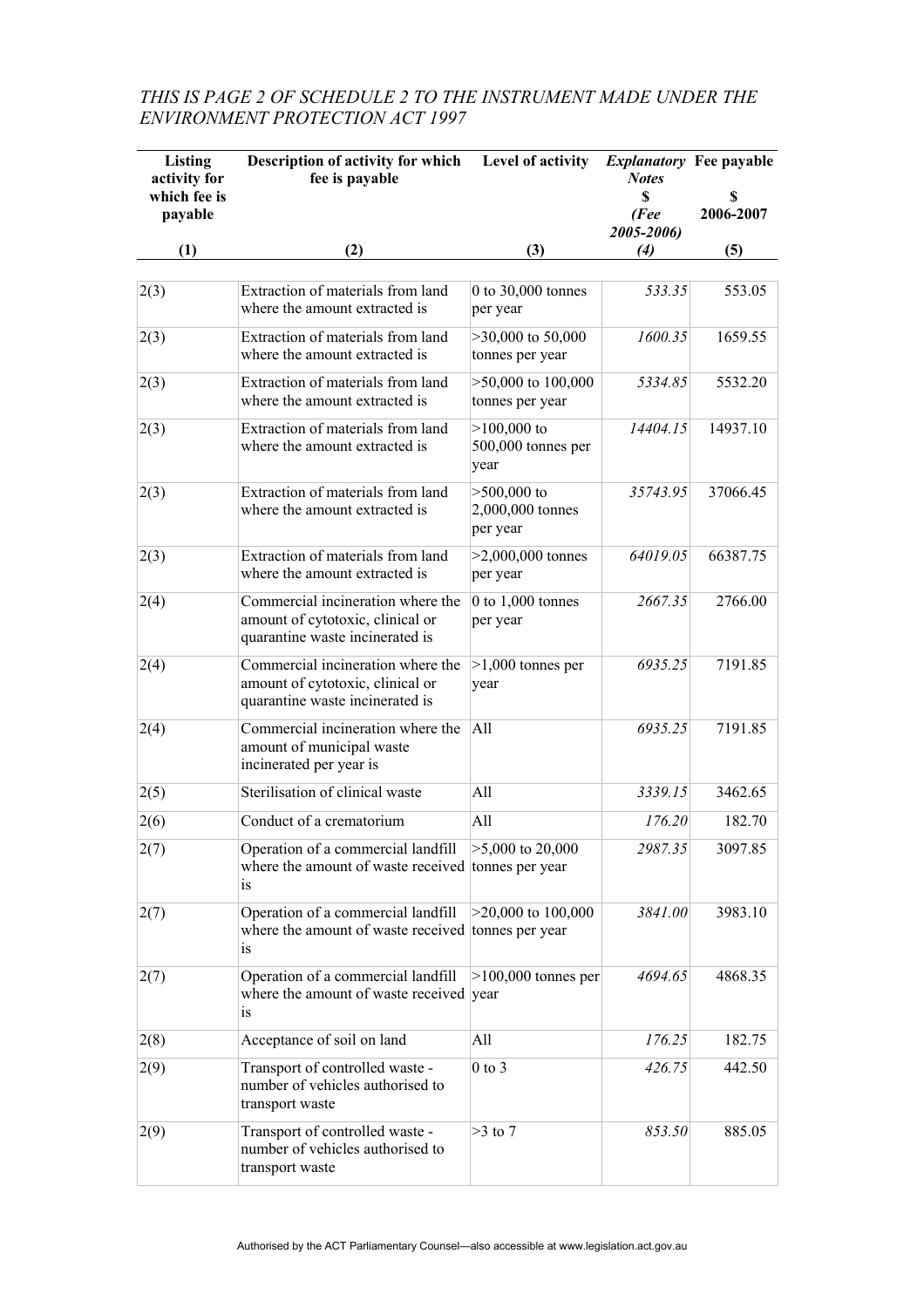*THIS IS PAGE 2 OF SCHEDULE 2 TO THE INSTRUMENT MADE UNDER THE ENVIRONMENT PROTECTION ACT 1997*

| Listing activity for which fee is payable | Description of activity for which fee is payable | Level of activity | *Explanatory Notes* $ *(Fee 2005-2006)* | Fee payable $ 2006-2007 |
|---|---|---|---|---|
| (1) | (2) | (3) | *(4)* | (5) |
| 2(3) | Extraction of materials from land where the amount extracted is | 0 to 30,000 tonnes per year | *533.35* | 553.05 |
| 2(3) | Extraction of materials from land where the amount extracted is | >30,000 to 50,000 tonnes per year | *1600.35* | 1659.55 |
| 2(3) | Extraction of materials from land where the amount extracted is | >50,000 to 100,000 tonnes per year | *5334.85* | 5532.20 |
| 2(3) | Extraction of materials from land where the amount extracted is | >100,000 to 500,000 tonnes per year | *14404.15* | 14937.10 |
| 2(3) | Extraction of materials from land where the amount extracted is | >500,000 to 2,000,000 tonnes per year | *35743.95* | 37066.45 |
| 2(3) | Extraction of materials from land where the amount extracted is | >2,000,000 tonnes per year | *64019.05* | 66387.75 |
| 2(4) | Commercial incineration where the amount of cytotoxic, clinical or quarantine waste incinerated is | 0 to 1,000 tonnes per year | *2667.35* | 2766.00 |
| 2(4) | Commercial incineration where the amount of cytotoxic, clinical or quarantine waste incinerated is | >1,000 tonnes per year | *6935.25* | 7191.85 |
| 2(4) | Commercial incineration where the amount of municipal waste incinerated per year is | All | *6935.25* | 7191.85 |
| 2(5) | Sterilisation of clinical waste | All | *3339.15* | 3462.65 |
| 2(6) | Conduct of a crematorium | All | *176.20* | 182.70 |
| 2(7) | Operation of a commercial landfill where the amount of waste received is | >5,000 to 20,000 tonnes per year | *2987.35* | 3097.85 |
| 2(7) | Operation of a commercial landfill where the amount of waste received is | >20,000 to 100,000 tonnes per year | *3841.00* | 3983.10 |
| 2(7) | Operation of a commercial landfill where the amount of waste received is | >100,000 tonnes per year | *4694.65* | 4868.35 |
| 2(8) | Acceptance of soil on land | All | *176.25* | 182.75 |
| 2(9) | Transport of controlled waste - number of vehicles authorised to transport waste | 0 to 3 | *426.75* | 442.50 |
| 2(9) | Transport of controlled waste - number of vehicles authorised to transport waste | >3 to 7 | *853.50* | 885.05 |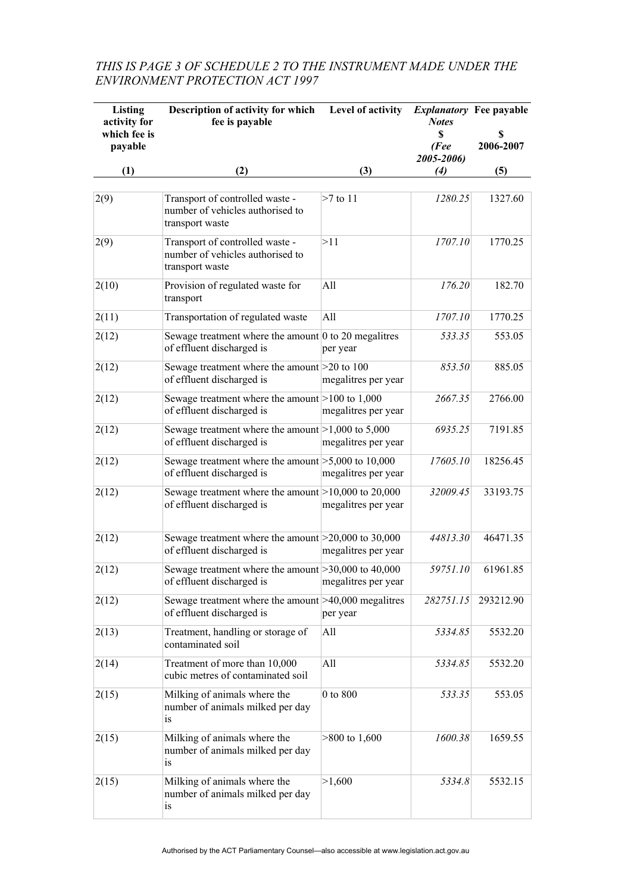*THIS IS PAGE 3 OF SCHEDULE 2 TO THE INSTRUMENT MADE UNDER THE ENVIRONMENT PROTECTION ACT 1997*

| Listing activity for which fee is payable | Description of activity for which fee is payable | Level of activity | *Explanatory Notes* $ *(Fee 2005-2006)* | Fee payable $ 2006-2007 |
|---|---|---|---|---|
| (1) | (2) | (3) | *(4)* | (5) |
| 2(9) | Transport of controlled waste - number of vehicles authorised to transport waste | >7 to 11 | *1280.25* | 1327.60 |
| 2(9) | Transport of controlled waste - number of vehicles authorised to transport waste | >11 | *1707.10* | 1770.25 |
| 2(10) | Provision of regulated waste for transport | All | *176.20* | 182.70 |
| 2(11) | Transportation of regulated waste | All | *1707.10* | 1770.25 |
| 2(12) | Sewage treatment where the amount of effluent discharged is | 0 to 20 megalitres per year | *533.35* | 553.05 |
| 2(12) | Sewage treatment where the amount of effluent discharged is | >20 to 100 megalitres per year | *853.50* | 885.05 |
| 2(12) | Sewage treatment where the amount of effluent discharged is | >100 to 1,000 megalitres per year | *2667.35* | 2766.00 |
| 2(12) | Sewage treatment where the amount of effluent discharged is | >1,000 to 5,000 megalitres per year | *6935.25* | 7191.85 |
| 2(12) | Sewage treatment where the amount of effluent discharged is | >5,000 to 10,000 megalitres per year | *17605.10* | 18256.45 |
| 2(12) | Sewage treatment where the amount of effluent discharged is | >10,000 to 20,000 megalitres per year | *32009.45* | 33193.75 |
| 2(12) | Sewage treatment where the amount of effluent discharged is | >20,000 to 30,000 megalitres per year | *44813.30* | 46471.35 |
| 2(12) | Sewage treatment where the amount of effluent discharged is | >30,000 to 40,000 megalitres per year | *59751.10* | 61961.85 |
| 2(12) | Sewage treatment where the amount of effluent discharged is | >40,000 megalitres per year | *282751.15* | 293212.90 |
| 2(13) | Treatment, handling or storage of contaminated soil | All | *5334.85* | 5532.20 |
| 2(14) | Treatment of more than 10,000 cubic metres of contaminated soil | All | *5334.85* | 5532.20 |
| 2(15) | Milking of animals where the number of animals milked per day is | 0 to 800 | *533.35* | 553.05 |
| 2(15) | Milking of animals where the number of animals milked per day is | >800 to 1,600 | *1600.38* | 1659.55 |
| 2(15) | Milking of animals where the number of animals milked per day is | >1,600 | *5334.8* | 5532.15 |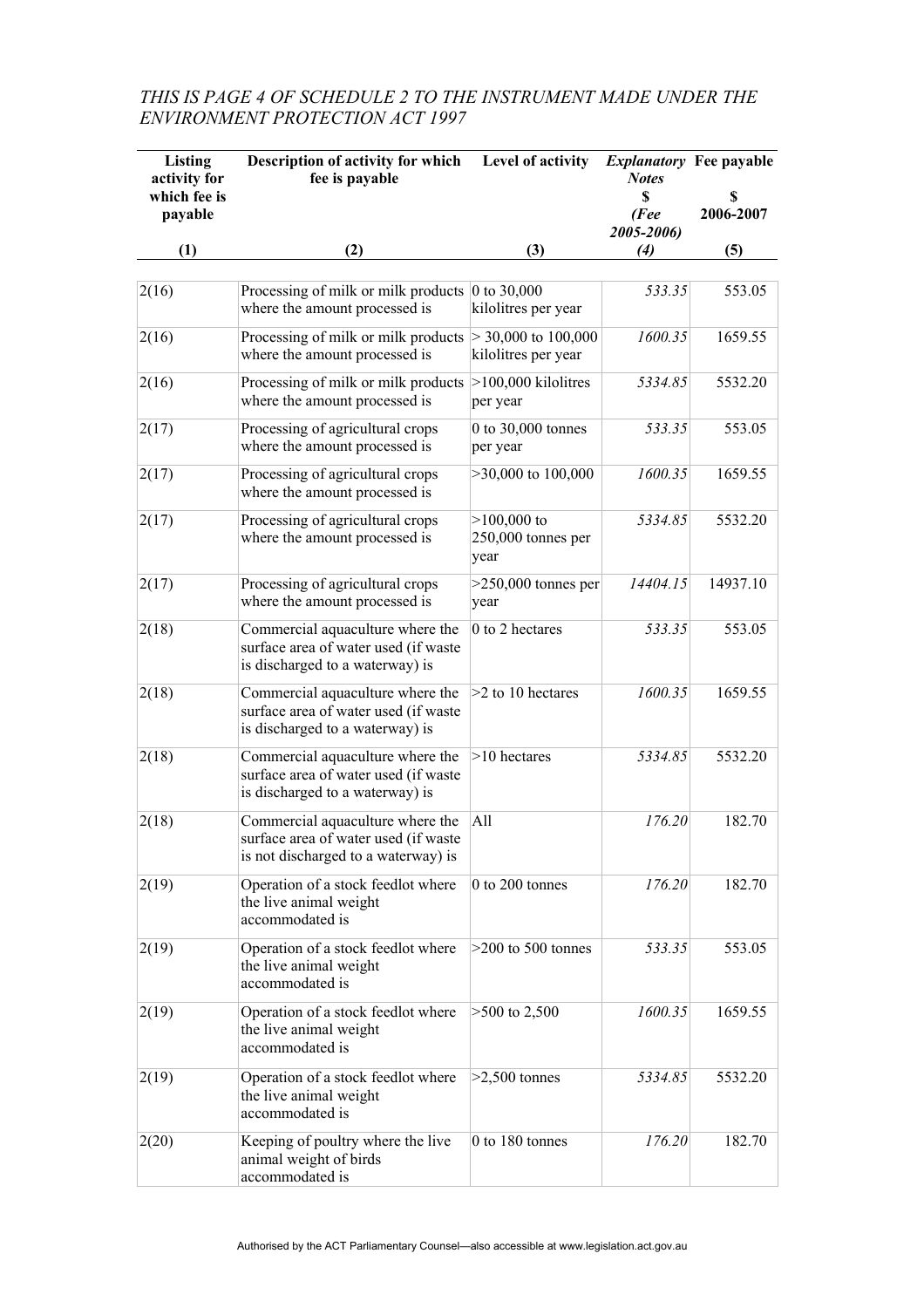*THIS IS PAGE 4 OF SCHEDULE 2 TO THE INSTRUMENT MADE UNDER THE ENVIRONMENT PROTECTION ACT 1997*

| Listing activity for which fee is payable | Description of activity for which fee is payable | Level of activity | *Explanatory Notes* $ *(Fee 2005-2006)* | Fee payable $ 2006-2007 |
|---|---|---|---|---|
| (1) | (2) | (3) | *(4)* | (5) |
| 2(16) | Processing of milk or milk products where the amount processed is | 0 to 30,000 kilolitres per year | *533.35* | 553.05 |
| 2(16) | Processing of milk or milk products where the amount processed is | > 30,000 to 100,000 kilolitres per year | *1600.35* | 1659.55 |
| 2(16) | Processing of milk or milk products where the amount processed is | >100,000 kilolitres per year | *5334.85* | 5532.20 |
| 2(17) | Processing of agricultural crops where the amount processed is | 0 to 30,000 tonnes per year | *533.35* | 553.05 |
| 2(17) | Processing of agricultural crops where the amount processed is | >30,000 to 100,000 | *1600.35* | 1659.55 |
| 2(17) | Processing of agricultural crops where the amount processed is | >100,000 to 250,000 tonnes per year | *5334.85* | 5532.20 |
| 2(17) | Processing of agricultural crops where the amount processed is | >250,000 tonnes per year | *14404.15* | 14937.10 |
| 2(18) | Commercial aquaculture where the surface area of water used (if waste is discharged to a waterway) is | 0 to 2 hectares | *533.35* | 553.05 |
| 2(18) | Commercial aquaculture where the surface area of water used (if waste is discharged to a waterway) is | >2 to 10 hectares | *1600.35* | 1659.55 |
| 2(18) | Commercial aquaculture where the surface area of water used (if waste is discharged to a waterway) is | >10 hectares | *5334.85* | 5532.20 |
| 2(18) | Commercial aquaculture where the surface area of water used (if waste is not discharged to a waterway) is | All | *176.20* | 182.70 |
| 2(19) | Operation of a stock feedlot where the live animal weight accommodated is | 0 to 200 tonnes | *176.20* | 182.70 |
| 2(19) | Operation of a stock feedlot where the live animal weight accommodated is | >200 to 500 tonnes | *533.35* | 553.05 |
| 2(19) | Operation of a stock feedlot where the live animal weight accommodated is | >500 to 2,500 | *1600.35* | 1659.55 |
| 2(19) | Operation of a stock feedlot where the live animal weight accommodated is | >2,500 tonnes | *5334.85* | 5532.20 |
| 2(20) | Keeping of poultry where the live animal weight of birds accommodated is | 0 to 180 tonnes | *176.20* | 182.70 |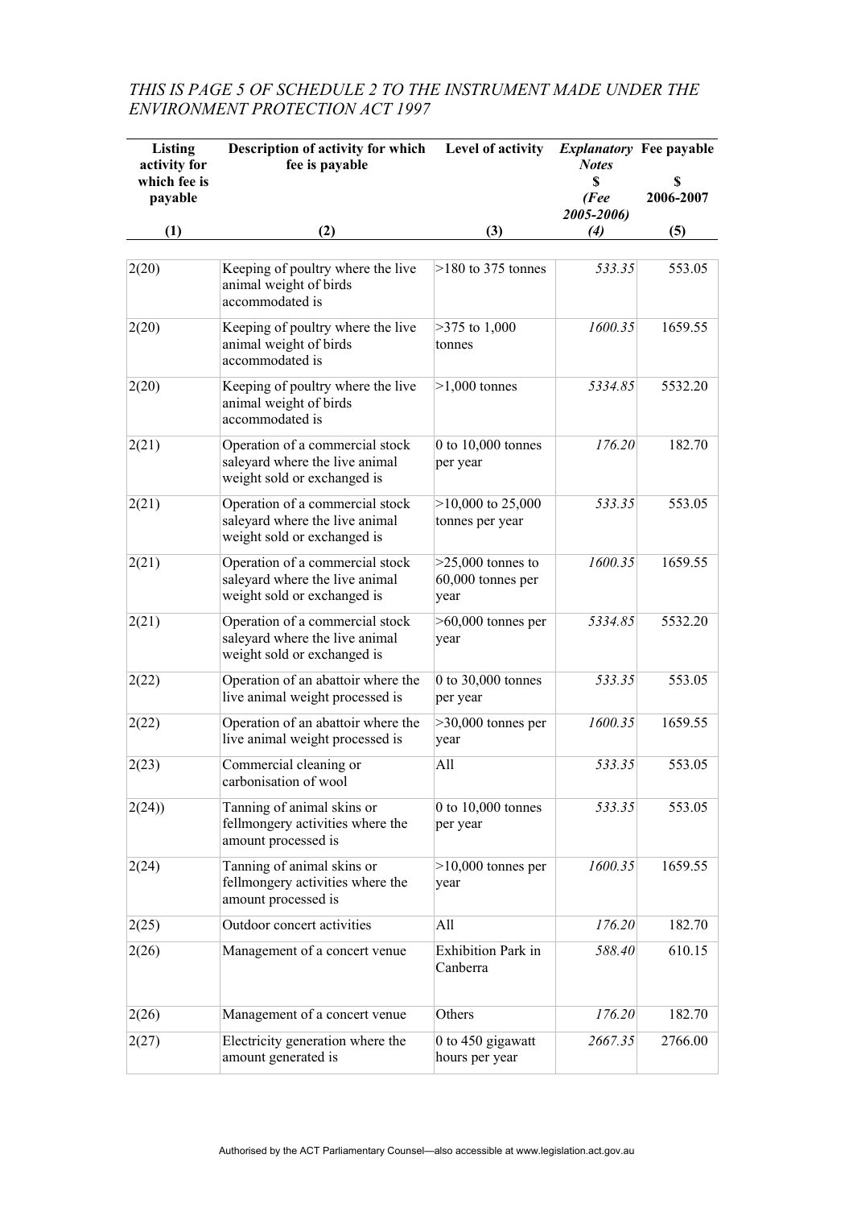*THIS IS PAGE 5 OF SCHEDULE 2 TO THE INSTRUMENT MADE UNDER THE ENVIRONMENT PROTECTION ACT 1997*

| Listing activity for which fee is payable | Description of activity for which fee is payable | Level of activity | *Explanatory Notes* $ *(Fee 2005-2006)* | Fee payable $ 2006-2007 |
|---|---|---|---|---|
| (1) | (2) | (3) | *(4)* | (5) |
| 2(20) | Keeping of poultry where the live animal weight of birds accommodated is | >180 to 375 tonnes | *533.35* | 553.05 |
| 2(20) | Keeping of poultry where the live animal weight of birds accommodated is | >375 to 1,000 tonnes | *1600.35* | 1659.55 |
| 2(20) | Keeping of poultry where the live animal weight of birds accommodated is | >1,000 tonnes | *5334.85* | 5532.20 |
| 2(21) | Operation of a commercial stock saleyard where the live animal weight sold or exchanged is | 0 to 10,000 tonnes per year | *176.20* | 182.70 |
| 2(21) | Operation of a commercial stock saleyard where the live animal weight sold or exchanged is | >10,000 to 25,000 tonnes per year | *533.35* | 553.05 |
| 2(21) | Operation of a commercial stock saleyard where the live animal weight sold or exchanged is | >25,000 tonnes to 60,000 tonnes per year | *1600.35* | 1659.55 |
| 2(21) | Operation of a commercial stock saleyard where the live animal weight sold or exchanged is | >60,000 tonnes per year | *5334.85* | 5532.20 |
| 2(22) | Operation of an abattoir where the live animal weight processed is | 0 to 30,000 tonnes per year | *533.35* | 553.05 |
| 2(22) | Operation of an abattoir where the live animal weight processed is | >30,000 tonnes per year | *1600.35* | 1659.55 |
| 2(23) | Commercial cleaning or carbonisation of wool | All | *533.35* | 553.05 |
| 2(24)) | Tanning of animal skins or fellmongery activities where the amount processed is | 0 to 10,000 tonnes per year | *533.35* | 553.05 |
| 2(24) | Tanning of animal skins or fellmongery activities where the amount processed is | >10,000 tonnes per year | *1600.35* | 1659.55 |
| 2(25) | Outdoor concert activities | All | *176.20* | 182.70 |
| 2(26) | Management of a concert venue | Exhibition Park in Canberra | *588.40* | 610.15 |
| 2(26) | Management of a concert venue | Others | *176.20* | 182.70 |
| 2(27) | Electricity generation where the amount generated is | 0 to 450 gigawatt hours per year | *2667.35* | 2766.00 |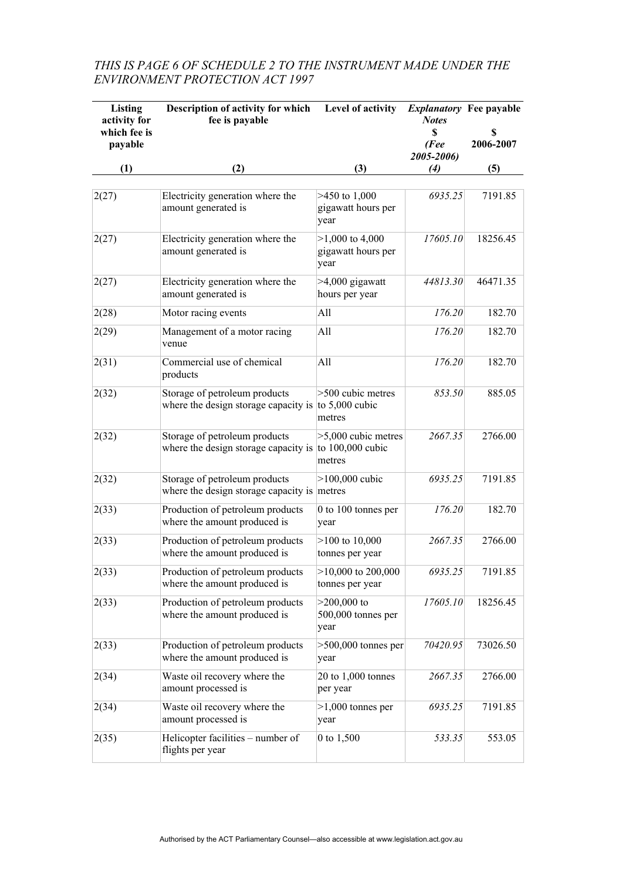*THIS IS PAGE 6 OF SCHEDULE 2 TO THE INSTRUMENT MADE UNDER THE ENVIRONMENT PROTECTION ACT 1997*

| Listing activity for which fee is payable | Description of activity for which fee is payable | Level of activity | *Explanatory Notes* $ *(Fee 2005-2006)* | Fee payable $ 2006-2007 |
|---|---|---|---|---|
| (1) | (2) | (3) | *(4)* | (5) |
| 2(27) | Electricity generation where the amount generated is | >450 to 1,000 gigawatt hours per year | *6935.25* | 7191.85 |
| 2(27) | Electricity generation where the amount generated is | >1,000 to 4,000 gigawatt hours per year | *17605.10* | 18256.45 |
| 2(27) | Electricity generation where the amount generated is | >4,000 gigawatt hours per year | *44813.30* | 46471.35 |
| 2(28) | Motor racing events | All | *176.20* | 182.70 |
| 2(29) | Management of a motor racing venue | All | *176.20* | 182.70 |
| 2(31) | Commercial use of chemical products | All | *176.20* | 182.70 |
| 2(32) | Storage of petroleum products where the design storage capacity is | >500 cubic metres to 5,000 cubic metres | *853.50* | 885.05 |
| 2(32) | Storage of petroleum products where the design storage capacity is | >5,000 cubic metres to 100,000 cubic metres | *2667.35* | 2766.00 |
| 2(32) | Storage of petroleum products where the design storage capacity is | >100,000 cubic metres | *6935.25* | 7191.85 |
| 2(33) | Production of petroleum products where the amount produced is | 0 to 100 tonnes per year | *176.20* | 182.70 |
| 2(33) | Production of petroleum products where the amount produced is | >100 to 10,000 tonnes per year | *2667.35* | 2766.00 |
| 2(33) | Production of petroleum products where the amount produced is | >10,000 to 200,000 tonnes per year | *6935.25* | 7191.85 |
| 2(33) | Production of petroleum products where the amount produced is | >200,000 to 500,000 tonnes per year | *17605.10* | 18256.45 |
| 2(33) | Production of petroleum products where the amount produced is | >500,000 tonnes per year | *70420.95* | 73026.50 |
| 2(34) | Waste oil recovery where the amount processed is | 20 to 1,000 tonnes per year | *2667.35* | 2766.00 |
| 2(34) | Waste oil recovery where the amount processed is | >1,000 tonnes per year | *6935.25* | 7191.85 |
| 2(35) | Helicopter facilities – number of flights per year | 0 to 1,500 | *533.35* | 553.05 |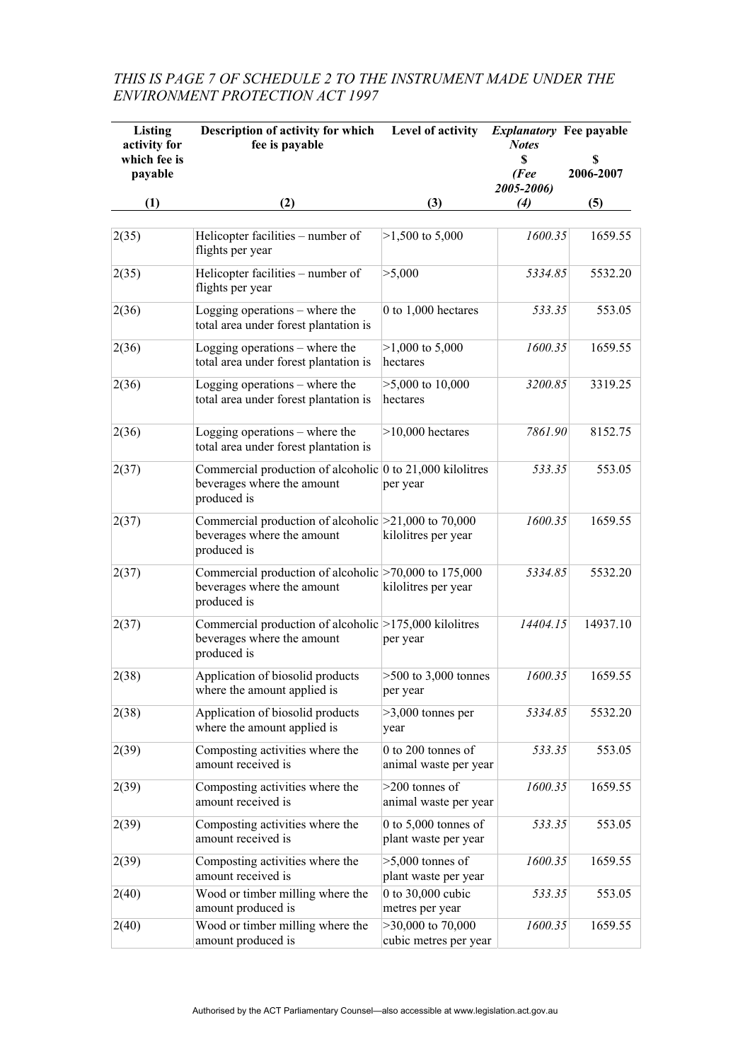*THIS IS PAGE 7 OF SCHEDULE 2 TO THE INSTRUMENT MADE UNDER THE ENVIRONMENT PROTECTION ACT 1997*

| Listing activity for which fee is payable | Description of activity for which fee is payable | Level of activity | *Explanatory Notes* $ *(Fee 2005-2006)* | Fee payable $ 2006-2007 |
|---|---|---|---|---|
| (1) | (2) | (3) | *(4)* | (5) |
| 2(35) | Helicopter facilities – number of flights per year | >1,500 to 5,000 | *1600.35* | 1659.55 |
| 2(35) | Helicopter facilities – number of flights per year | >5,000 | *5334.85* | 5532.20 |
| 2(36) | Logging operations – where the total area under forest plantation is | 0 to 1,000 hectares | *533.35* | 553.05 |
| 2(36) | Logging operations – where the total area under forest plantation is | >1,000 to 5,000 hectares | *1600.35* | 1659.55 |
| 2(36) | Logging operations – where the total area under forest plantation is | >5,000 to 10,000 hectares | *3200.85* | 3319.25 |
| 2(36) | Logging operations – where the total area under forest plantation is | >10,000 hectares | *7861.90* | 8152.75 |
| 2(37) | Commercial production of alcoholic beverages where the amount produced is | 0 to 21,000 kilolitres per year | *533.35* | 553.05 |
| 2(37) | Commercial production of alcoholic beverages where the amount produced is | >21,000 to 70,000 kilolitres per year | *1600.35* | 1659.55 |
| 2(37) | Commercial production of alcoholic beverages where the amount produced is | >70,000 to 175,000 kilolitres per year | *5334.85* | 5532.20 |
| 2(37) | Commercial production of alcoholic beverages where the amount produced is | >175,000 kilolitres per year | *14404.15* | 14937.10 |
| 2(38) | Application of biosolid products where the amount applied is | >500 to 3,000 tonnes per year | *1600.35* | 1659.55 |
| 2(38) | Application of biosolid products where the amount applied is | >3,000 tonnes per year | *5334.85* | 5532.20 |
| 2(39) | Composting activities where the amount received is | 0 to 200 tonnes of animal waste per year | *533.35* | 553.05 |
| 2(39) | Composting activities where the amount received is | >200 tonnes of animal waste per year | *1600.35* | 1659.55 |
| 2(39) | Composting activities where the amount received is | 0 to 5,000 tonnes of plant waste per year | *533.35* | 553.05 |
| 2(39) | Composting activities where the amount received is | >5,000 tonnes of plant waste per year | *1600.35* | 1659.55 |
| 2(40) | Wood or timber milling where the amount produced is | 0 to 30,000 cubic metres per year | *533.35* | 553.05 |
| 2(40) | Wood or timber milling where the amount produced is | >30,000 to 70,000 cubic metres per year | *1600.35* | 1659.55 |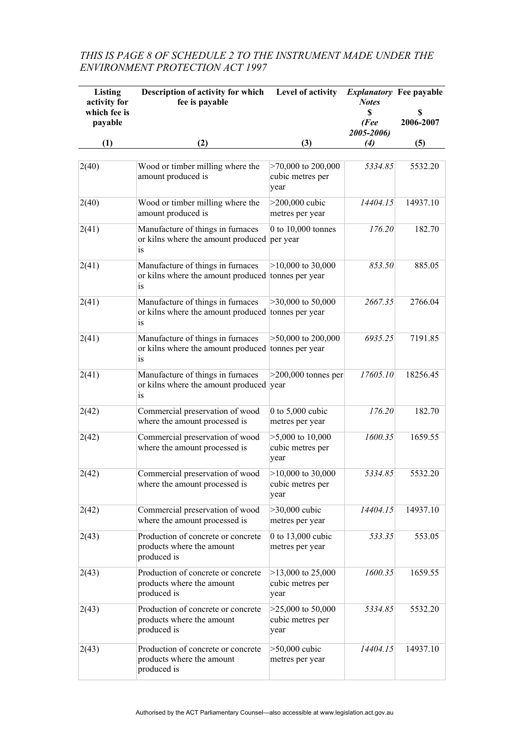*THIS IS PAGE 8 OF SCHEDULE 2 TO THE INSTRUMENT MADE UNDER THE ENVIRONMENT PROTECTION ACT 1997*

| Listing activity for which fee is payable | Description of activity for which fee is payable | Level of activity | *Explanatory Notes* $ *(Fee 2005-2006)* | Fee payable $ 2006-2007 |
|---|---|---|---|---|
| (1) | (2) | (3) | *(4)* | (5) |
| 2(40) | Wood or timber milling where the amount produced is | >70,000 to 200,000 cubic metres per year | *5334.85* | 5532.20 |
| 2(40) | Wood or timber milling where the amount produced is | >200,000 cubic metres per year | *14404.15* | 14937.10 |
| 2(41) | Manufacture of things in furnaces or kilns where the amount produced is | 0 to 10,000 tonnes per year | *176.20* | 182.70 |
| 2(41) | Manufacture of things in furnaces or kilns where the amount produced is | >10,000 to 30,000 tonnes per year | *853.50* | 885.05 |
| 2(41) | Manufacture of things in furnaces or kilns where the amount produced is | >30,000 to 50,000 tonnes per year | *2667.35* | 2766.04 |
| 2(41) | Manufacture of things in furnaces or kilns where the amount produced is | >50,000 to 200,000 tonnes per year | *6935.25* | 7191.85 |
| 2(41) | Manufacture of things in furnaces or kilns where the amount produced is | >200,000 tonnes per year | *17605.10* | 18256.45 |
| 2(42) | Commercial preservation of wood where the amount processed is | 0 to 5,000 cubic metres per year | *176.20* | 182.70 |
| 2(42) | Commercial preservation of wood where the amount processed is | >5,000 to 10,000 cubic metres per year | *1600.35* | 1659.55 |
| 2(42) | Commercial preservation of wood where the amount processed is | >10,000 to 30,000 cubic metres per year | *5334.85* | 5532.20 |
| 2(42) | Commercial preservation of wood where the amount processed is | >30,000 cubic metres per year | *14404.15* | 14937.10 |
| 2(43) | Production of concrete or concrete products where the amount produced is | 0 to 13,000 cubic metres per year | *533.35* | 553.05 |
| 2(43) | Production of concrete or concrete products where the amount produced is | >13,000 to 25,000 cubic metres per year | *1600.35* | 1659.55 |
| 2(43) | Production of concrete or concrete products where the amount produced is | >25,000 to 50,000 cubic metres per year | *5334.85* | 5532.20 |
| 2(43) | Production of concrete or concrete products where the amount produced is | >50,000 cubic metres per year | *14404.15* | 14937.10 |

Authorised by the ACT Parliamentary Counsel—also accessible at www.legislation.act.gov.au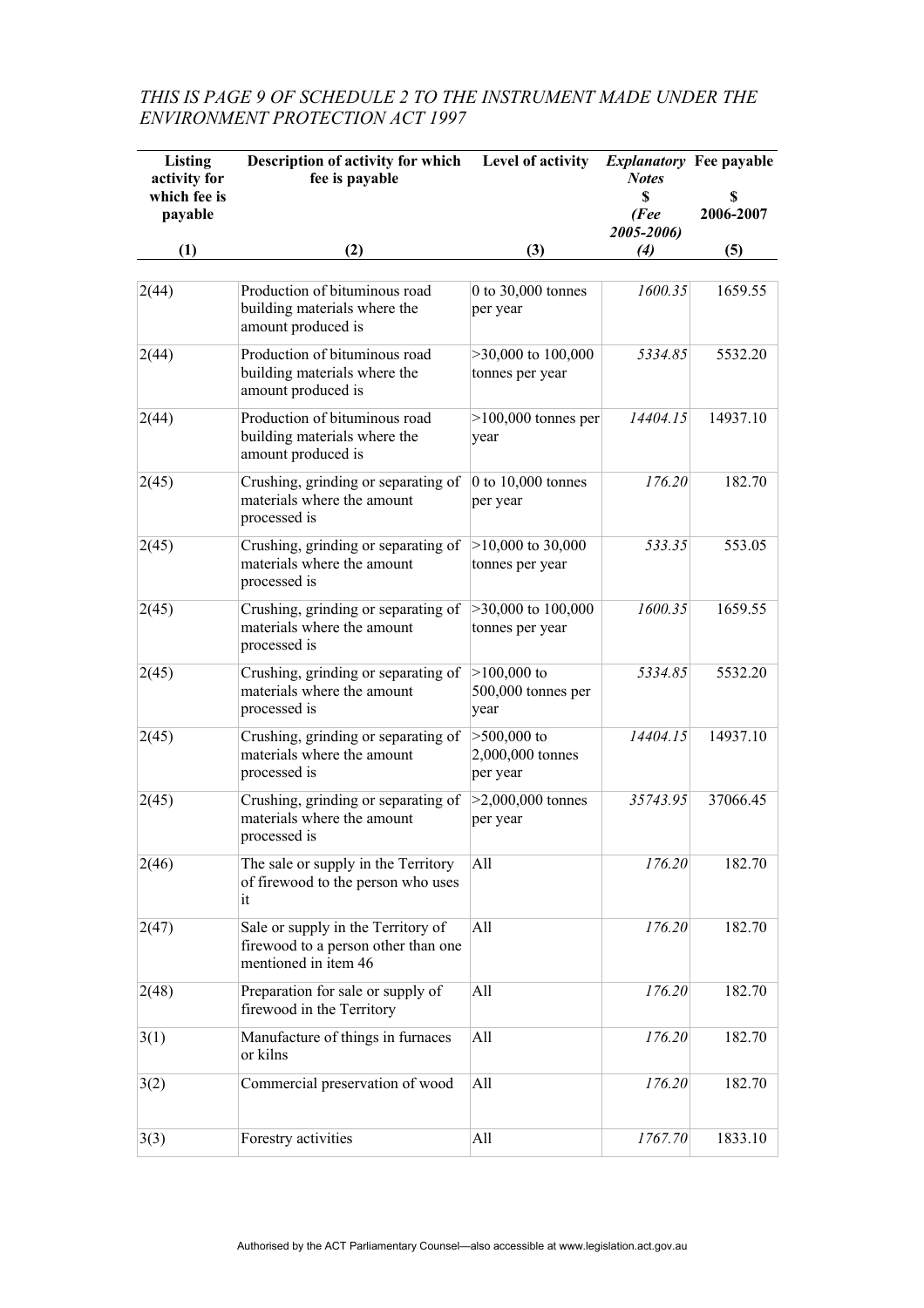*THIS IS PAGE 9 OF SCHEDULE 2 TO THE INSTRUMENT MADE UNDER THE ENVIRONMENT PROTECTION ACT 1997*

| Listing activity for which fee is payable | Description of activity for which fee is payable | Level of activity | *Explanatory Notes* $ *(Fee 2005-2006)* | Fee payable $ 2006-2007 |
|---|---|---|---|---|
| (1) | (2) | (3) | *(4)* | (5) |
| 2(44) | Production of bituminous road building materials where the amount produced is | 0 to 30,000 tonnes per year | *1600.35* | 1659.55 |
| 2(44) | Production of bituminous road building materials where the amount produced is | >30,000 to 100,000 tonnes per year | *5334.85* | 5532.20 |
| 2(44) | Production of bituminous road building materials where the amount produced is | >100,000 tonnes per year | *14404.15* | 14937.10 |
| 2(45) | Crushing, grinding or separating of materials where the amount processed is | 0 to 10,000 tonnes per year | *176.20* | 182.70 |
| 2(45) | Crushing, grinding or separating of materials where the amount processed is | >10,000 to 30,000 tonnes per year | *533.35* | 553.05 |
| 2(45) | Crushing, grinding or separating of materials where the amount processed is | >30,000 to 100,000 tonnes per year | *1600.35* | 1659.55 |
| 2(45) | Crushing, grinding or separating of materials where the amount processed is | >100,000 to 500,000 tonnes per year | *5334.85* | 5532.20 |
| 2(45) | Crushing, grinding or separating of materials where the amount processed is | >500,000 to 2,000,000 tonnes per year | *14404.15* | 14937.10 |
| 2(45) | Crushing, grinding or separating of materials where the amount processed is | >2,000,000 tonnes per year | *35743.95* | 37066.45 |
| 2(46) | The sale or supply in the Territory of firewood to the person who uses it | All | *176.20* | 182.70 |
| 2(47) | Sale or supply in the Territory of firewood to a person other than one mentioned in item 46 | All | *176.20* | 182.70 |
| 2(48) | Preparation for sale or supply of firewood in the Territory | All | *176.20* | 182.70 |
| 3(1) | Manufacture of things in furnaces or kilns | All | *176.20* | 182.70 |
| 3(2) | Commercial preservation of wood | All | *176.20* | 182.70 |
| 3(3) | Forestry activities | All | *1767.70* | 1833.10 |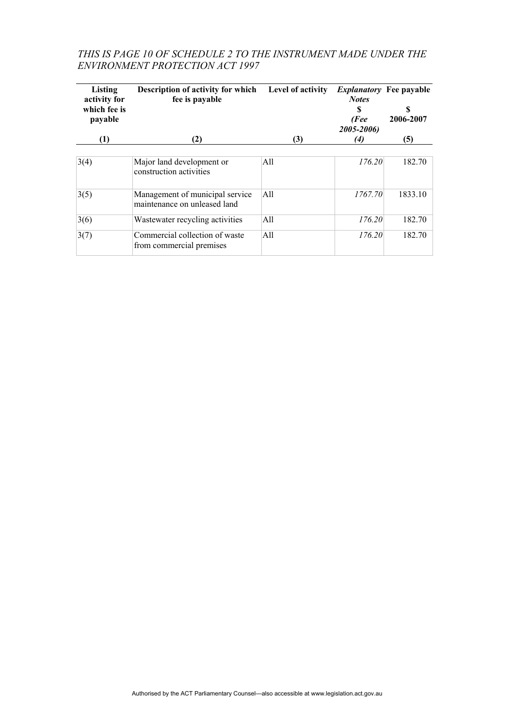*THIS IS PAGE 10 OF SCHEDULE 2 TO THE INSTRUMENT MADE UNDER THE ENVIRONMENT PROTECTION ACT 1997*

| Listing activity for which fee is payable | Description of activity for which fee is payable | Level of activity | *Explanatory Notes* $ *(Fee 2005-2006)* | Fee payable $ 2006-2007 |
|---|---|---|---|---|
| (1) | (2) | (3) | *(4)* | (5) |
| 3(4) | Major land development or construction activities | All | *176.20* | 182.70 |
| 3(5) | Management of municipal service maintenance on unleased land | All | *1767.70* | 1833.10 |
| 3(6) | Wastewater recycling activities | All | *176.20* | 182.70 |
| 3(7) | Commercial collection of waste from commercial premises | All | *176.20* | 182.70 |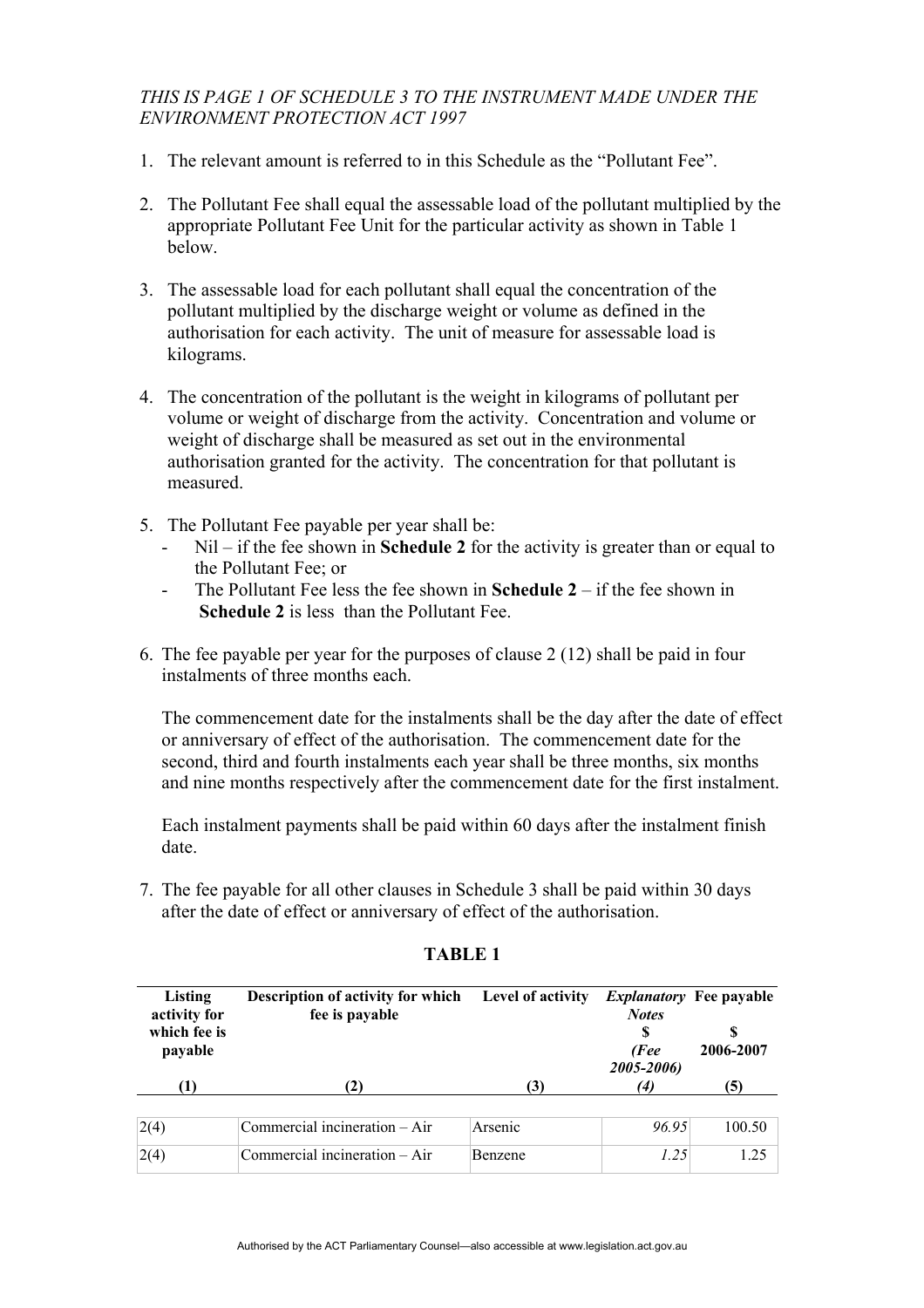*THIS IS PAGE 1 OF SCHEDULE 3 TO THE INSTRUMENT MADE UNDER THE ENVIRONMENT PROTECTION ACT 1997*

1. The relevant amount is referred to in this Schedule as the "Pollutant Fee".

2. The Pollutant Fee shall equal the assessable load of the pollutant multiplied by the appropriate Pollutant Fee Unit for the particular activity as shown in Table 1 below.

3. The assessable load for each pollutant shall equal the concentration of the pollutant multiplied by the discharge weight or volume as defined in the authorisation for each activity. The unit of measure for assessable load is kilograms.

4. The concentration of the pollutant is the weight in kilograms of pollutant per volume or weight of discharge from the activity. Concentration and volume or weight of discharge shall be measured as set out in the environmental authorisation granted for the activity. The concentration for that pollutant is measured.

5. The Pollutant Fee payable per year shall be:
   - Nil – if the fee shown in **Schedule 2** for the activity is greater than or equal to the Pollutant Fee; or
   - The Pollutant Fee less the fee shown in **Schedule 2** – if the fee shown in **Schedule 2** is less than the Pollutant Fee.

6. The fee payable per year for the purposes of clause 2 (12) shall be paid in four instalments of three months each.

   The commencement date for the instalments shall be the day after the date of effect or anniversary of effect of the authorisation. The commencement date for the second, third and fourth instalments each year shall be three months, six months and nine months respectively after the commencement date for the first instalment.

   Each instalment payments shall be paid within 60 days after the instalment finish date.

7. The fee payable for all other clauses in Schedule 3 shall be paid within 30 days after the date of effect or anniversary of effect of the authorisation.

**TABLE 1**

| Listing activity for which fee is payable | Description of activity for which fee is payable | Level of activity | *Explanatory Notes* $ *(Fee 2005-2006)* | Fee payable $ 2006-2007 |
|---|---|---|---|---|
| (1) | (2) | (3) | *(4)* | (5) |
| 2(4) | Commercial incineration – Air | Arsenic | *96.95* | 100.50 |
| 2(4) | Commercial incineration – Air | Benzene | *1.25* | 1.25 |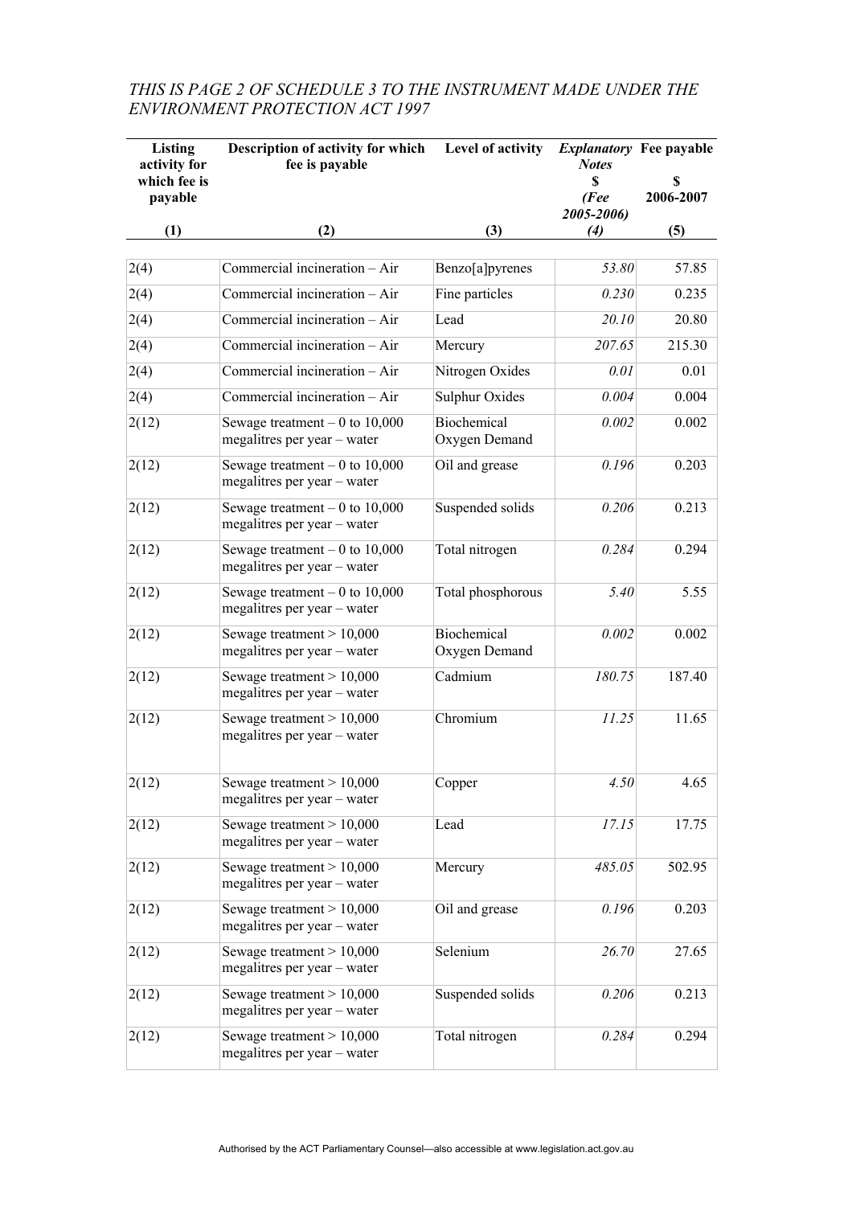*THIS IS PAGE 2 OF SCHEDULE 3 TO THE INSTRUMENT MADE UNDER THE ENVIRONMENT PROTECTION ACT 1997*

| Listing activity for which fee is payable | Description of activity for which fee is payable | Level of activity | *Explanatory Notes* \$ *(Fee 2005-2006)* | Fee payable \$ 2006-2007 |
|---|---|---|---|---|
| (1) | (2) | (3) | *(4)* | (5) |
| 2(4) | Commercial incineration – Air | Benzo[a]pyrenes | *53.80* | 57.85 |
| 2(4) | Commercial incineration – Air | Fine particles | *0.230* | 0.235 |
| 2(4) | Commercial incineration – Air | Lead | *20.10* | 20.80 |
| 2(4) | Commercial incineration – Air | Mercury | *207.65* | 215.30 |
| 2(4) | Commercial incineration – Air | Nitrogen Oxides | *0.01* | 0.01 |
| 2(4) | Commercial incineration – Air | Sulphur Oxides | *0.004* | 0.004 |
| 2(12) | Sewage treatment – 0 to 10,000 megalitres per year – water | Biochemical Oxygen Demand | *0.002* | 0.002 |
| 2(12) | Sewage treatment – 0 to 10,000 megalitres per year – water | Oil and grease | *0.196* | 0.203 |
| 2(12) | Sewage treatment – 0 to 10,000 megalitres per year – water | Suspended solids | *0.206* | 0.213 |
| 2(12) | Sewage treatment – 0 to 10,000 megalitres per year – water | Total nitrogen | *0.284* | 0.294 |
| 2(12) | Sewage treatment – 0 to 10,000 megalitres per year – water | Total phosphorous | *5.40* | 5.55 |
| 2(12) | Sewage treatment > 10,000 megalitres per year – water | Biochemical Oxygen Demand | *0.002* | 0.002 |
| 2(12) | Sewage treatment > 10,000 megalitres per year – water | Cadmium | *180.75* | 187.40 |
| 2(12) | Sewage treatment > 10,000 megalitres per year – water | Chromium | *11.25* | 11.65 |
| 2(12) | Sewage treatment > 10,000 megalitres per year – water | Copper | *4.50* | 4.65 |
| 2(12) | Sewage treatment > 10,000 megalitres per year – water | Lead | *17.15* | 17.75 |
| 2(12) | Sewage treatment > 10,000 megalitres per year – water | Mercury | *485.05* | 502.95 |
| 2(12) | Sewage treatment > 10,000 megalitres per year – water | Oil and grease | *0.196* | 0.203 |
| 2(12) | Sewage treatment > 10,000 megalitres per year – water | Selenium | *26.70* | 27.65 |
| 2(12) | Sewage treatment > 10,000 megalitres per year – water | Suspended solids | *0.206* | 0.213 |
| 2(12) | Sewage treatment > 10,000 megalitres per year – water | Total nitrogen | *0.284* | 0.294 |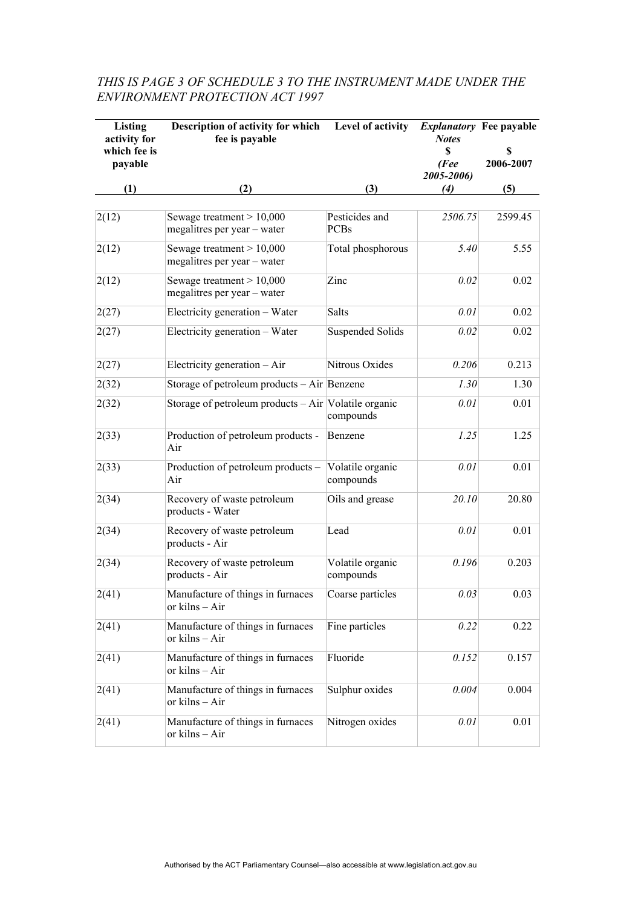*THIS IS PAGE 3 OF SCHEDULE 3 TO THE INSTRUMENT MADE UNDER THE ENVIRONMENT PROTECTION ACT 1997*

| Listing activity for which fee is payable | Description of activity for which fee is payable | Level of activity | ***Explanatory Notes*** **$** ***(Fee 2005-2006)*** | **Fee payable $ 2006-2007** |
|---|---|---|---|---|
| (1) | (2) | (3) | *(4)* | (5) |
| 2(12) | Sewage treatment > 10,000 megalitres per year – water | Pesticides and PCBs | *2506.75* | 2599.45 |
| 2(12) | Sewage treatment > 10,000 megalitres per year – water | Total phosphorous | *5.40* | 5.55 |
| 2(12) | Sewage treatment > 10,000 megalitres per year – water | Zinc | *0.02* | 0.02 |
| 2(27) | Electricity generation – Water | Salts | *0.01* | 0.02 |
| 2(27) | Electricity generation – Water | Suspended Solids | *0.02* | 0.02 |
| 2(27) | Electricity generation – Air | Nitrous Oxides | *0.206* | 0.213 |
| 2(32) | Storage of petroleum products – Air | Benzene | *1.30* | 1.30 |
| 2(32) | Storage of petroleum products – Air | Volatile organic compounds | *0.01* | 0.01 |
| 2(33) | Production of petroleum products - Air | Benzene | *1.25* | 1.25 |
| 2(33) | Production of petroleum products – Air | Volatile organic compounds | *0.01* | 0.01 |
| 2(34) | Recovery of waste petroleum products - Water | Oils and grease | *20.10* | 20.80 |
| 2(34) | Recovery of waste petroleum products - Air | Lead | *0.01* | 0.01 |
| 2(34) | Recovery of waste petroleum products - Air | Volatile organic compounds | *0.196* | 0.203 |
| 2(41) | Manufacture of things in furnaces or kilns – Air | Coarse particles | *0.03* | 0.03 |
| 2(41) | Manufacture of things in furnaces or kilns – Air | Fine particles | *0.22* | 0.22 |
| 2(41) | Manufacture of things in furnaces or kilns – Air | Fluoride | *0.152* | 0.157 |
| 2(41) | Manufacture of things in furnaces or kilns – Air | Sulphur oxides | *0.004* | 0.004 |
| 2(41) | Manufacture of things in furnaces or kilns – Air | Nitrogen oxides | *0.01* | 0.01 |

Authorised by the ACT Parliamentary Counsel—also accessible at www.legislation.act.gov.au